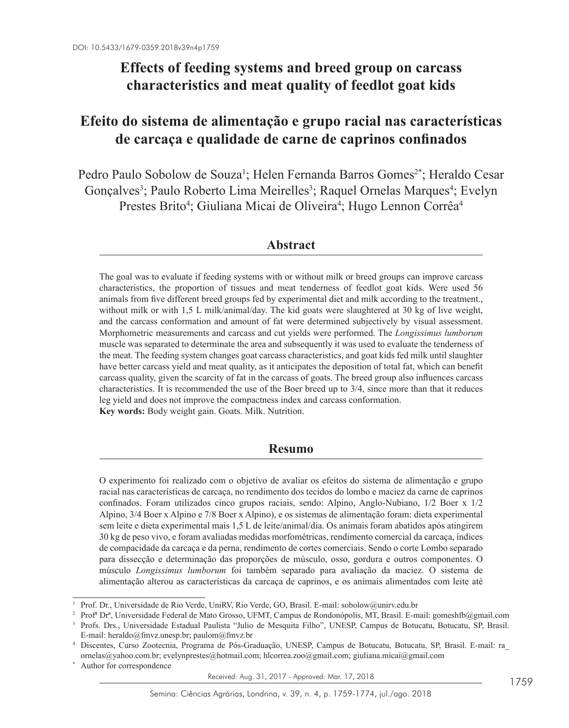DOI: 10.5433/1679-0359.2018v39n4p1759

# Effects of feeding systems and breed group on carcass characteristics and meat quality of feedlot goat kids

# Efeito do sistema de alimentação e grupo racial nas características de carcaça e qualidade de carne de caprinos confinados

Pedro Paulo Sobolow de Souza[1]; Helen Fernanda Barros Gomes[2*]; Heraldo Cesar Gonçalves[3]; Paulo Roberto Lima Meirelles[3]; Raquel Ornelas Marques[4]; Evelyn Prestes Brito[4]; Giuliana Micai de Oliveira[4]; Hugo Lennon Corrêa[4]

## Abstract

The goal was to evaluate if feeding systems with or without milk or breed groups can improve carcass characteristics, the proportion of tissues and meat tenderness of feedlot goat kids. Were used 56 animals from five different breed groups fed by experimental diet and milk according to the treatment., without milk or with 1,5 L milk/animal/day. The kid goats were slaughtered at 30 kg of live weight, and the carcass conformation and amount of fat were determined subjectively by visual assessment. Morphometric measurements and carcass and cut yields were performed. The *Longissimus lumborum* muscle was separated to determinate the area and subsequently it was used to evaluate the tenderness of the meat. The feeding system changes goat carcass characteristics, and goat kids fed milk until slaughter have better carcass yield and meat quality, as it anticipates the deposition of total fat, which can benefit carcass quality, given the scarcity of fat in the carcass of goats. The breed group also influences carcass characteristics. It is recommended the use of the Boer breed up to 3/4, since more than that it reduces leg yield and does not improve the compactness index and carcass conformation.

**Key words:** Body weight gain. Goats. Milk. Nutrition.

## Resumo

O experimento foi realizado com o objetivo de avaliar os efeitos do sistema de alimentação e grupo racial nas características de carcaça, no rendimento dos tecidos do lombo e maciez da carne de caprinos confinados. Foram utilizados cinco grupos raciais, sendo: Alpino, Anglo-Nubiano, 1/2 Boer x 1/2 Alpino, 3/4 Boer x Alpino e 7/8 Boer x Alpino), e os sistemas de alimentação foram: dieta experimental sem leite e dieta experimental mais 1,5 L de leite/animal/dia. Os animais foram abatidos após atingirem 30 kg de peso vivo, e foram avaliadas medidas morfométricas, rendimento comercial da carcaça, índices de compacidade da carcaça e da perna, rendimento de cortes comerciais. Sendo o corte Lombo separado para dissecção e determinação das proporções de músculo, osso, gordura e outros componentes. O músculo *Longissimus lumborum* foi também separado para avaliação da maciez. O sistema de alimentação alterou as características da carcaça de caprinos, e os animais alimentados com leite até

---

[1] Prof. Dr., Universidade de Rio Verde, UniRV, Rio Verde, GO, Brasil. E-mail: sobolow@unirv.edu.br

[2] Profª Drª, Universidade Federal de Mato Grosso, UFMT, Campus de Rondonópolis, MT, Brasil. E-mail: gomeshfb@gmail.com

[3] Profs. Drs., Universidade Estadual Paulista "Julio de Mesquita Filho", UNESP, Campus de Botucatu, Botucatu, SP, Brasil. E-mail: heraldo@fmvz.unesp.br; paulom@fmvz.br

[4] Discentes, Curso Zootecnia, Programa de Pós-Graduação, UNESP, Campus de Botucatu, Botucatu, SP, Brasil. E-mail: ra_ornelas@yahoo.com.br; evelynprestes@hotmail.com; hlcorrea.zoo@gmail.com; giuliana.micai@gmail.com

[*] Author for correspondence

Received: Aug. 31, 2017 - Approved: Mar. 17, 2018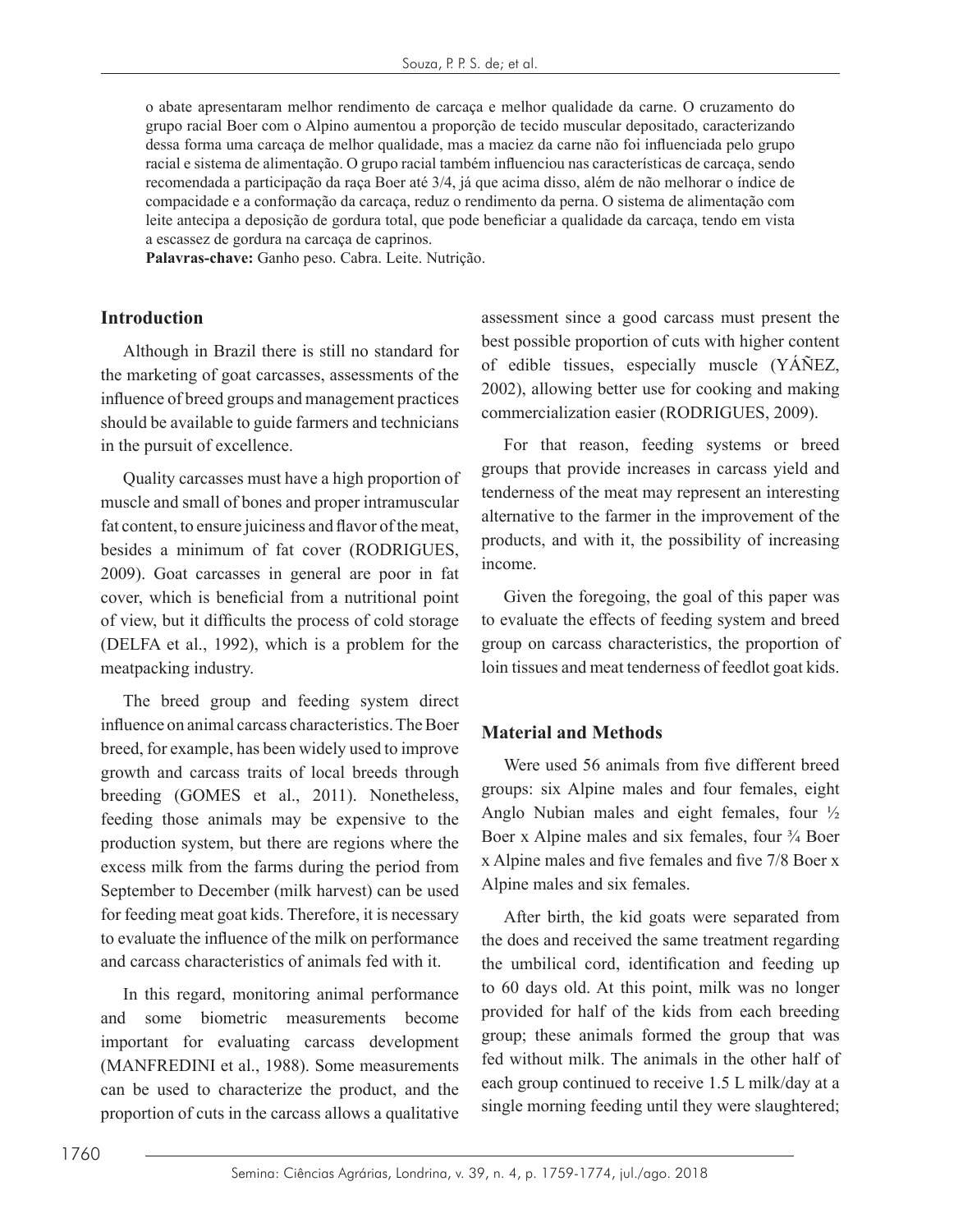o abate apresentaram melhor rendimento de carcaça e melhor qualidade da carne. O cruzamento do grupo racial Boer com o Alpino aumentou a proporção de tecido muscular depositado, caracterizando dessa forma uma carcaça de melhor qualidade, mas a maciez da carne não foi influenciada pelo grupo racial e sistema de alimentação. O grupo racial também influenciou nas características de carcaça, sendo recomendada a participação da raça Boer até 3/4, já que acima disso, além de não melhorar o índice de compacidade e a conformação da carcaça, reduz o rendimento da perna. O sistema de alimentação com leite antecipa a deposição de gordura total, que pode beneficiar a qualidade da carcaça, tendo em vista a escassez de gordura na carcaça de caprinos.

**Palavras-chave:** Ganho peso. Cabra. Leite. Nutrição.

## Introduction

Although in Brazil there is still no standard for the marketing of goat carcasses, assessments of the influence of breed groups and management practices should be available to guide farmers and technicians in the pursuit of excellence.

Quality carcasses must have a high proportion of muscle and small of bones and proper intramuscular fat content, to ensure juiciness and flavor of the meat, besides a minimum of fat cover (RODRIGUES, 2009). Goat carcasses in general are poor in fat cover, which is beneficial from a nutritional point of view, but it difficults the process of cold storage (DELFA et al., 1992), which is a problem for the meatpacking industry.

The breed group and feeding system direct influence on animal carcass characteristics. The Boer breed, for example, has been widely used to improve growth and carcass traits of local breeds through breeding (GOMES et al., 2011). Nonetheless, feeding those animals may be expensive to the production system, but there are regions where the excess milk from the farms during the period from September to December (milk harvest) can be used for feeding meat goat kids. Therefore, it is necessary to evaluate the influence of the milk on performance and carcass characteristics of animals fed with it.

In this regard, monitoring animal performance and some biometric measurements become important for evaluating carcass development (MANFREDINI et al., 1988). Some measurements can be used to characterize the product, and the proportion of cuts in the carcass allows a qualitative assessment since a good carcass must present the best possible proportion of cuts with higher content of edible tissues, especially muscle (YÁÑEZ, 2002), allowing better use for cooking and making commercialization easier (RODRIGUES, 2009).

For that reason, feeding systems or breed groups that provide increases in carcass yield and tenderness of the meat may represent an interesting alternative to the farmer in the improvement of the products, and with it, the possibility of increasing income.

Given the foregoing, the goal of this paper was to evaluate the effects of feeding system and breed group on carcass characteristics, the proportion of loin tissues and meat tenderness of feedlot goat kids.

## Material and Methods

Were used 56 animals from five different breed groups: six Alpine males and four females, eight Anglo Nubian males and eight females, four ½ Boer x Alpine males and six females, four ¾ Boer x Alpine males and five females and five 7/8 Boer x Alpine males and six females.

After birth, the kid goats were separated from the does and received the same treatment regarding the umbilical cord, identification and feeding up to 60 days old. At this point, milk was no longer provided for half of the kids from each breeding group; these animals formed the group that was fed without milk. The animals in the other half of each group continued to receive 1.5 L milk/day at a single morning feeding until they were slaughtered;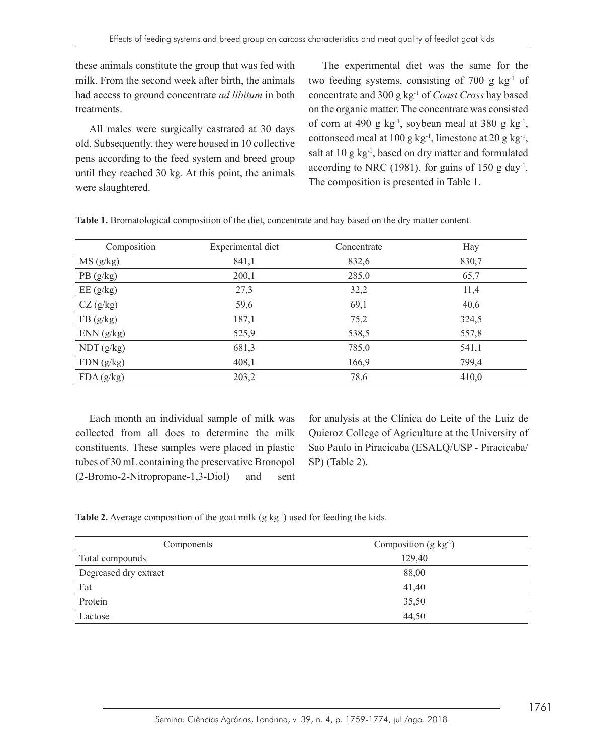these animals constitute the group that was fed with milk. From the second week after birth, the animals had access to ground concentrate *ad libitum* in both treatments.

All males were surgically castrated at 30 days old. Subsequently, they were housed in 10 collective pens according to the feed system and breed group until they reached 30 kg. At this point, the animals were slaughtered.

The experimental diet was the same for the two feeding systems, consisting of 700 g $kg^{-1}$ of concentrate and 300 g $kg^{-1}$ of *Coast Cross* hay based on the organic matter. The concentrate was consisted of corn at 490 g $kg^{-1}$, soybean meal at 380 g $kg^{-1}$, cottonseed meal at 100 g $kg^{-1}$, limestone at 20 g $kg^{-1}$, salt at 10 g $kg^{-1}$, based on dry matter and formulated according to NRC (1981), for gains of 150 g $day^{-1}$. The composition is presented in Table 1.

**Table 1.** Bromatological composition of the diet, concentrate and hay based on the dry matter content.

| Composition | Experimental diet | Concentrate | Hay |
|---|---|---|---|
| MS (g/kg) | 841,1 | 832,6 | 830,7 |
| PB (g/kg) | 200,1 | 285,0 | 65,7 |
| EE (g/kg) | 27,3 | 32,2 | 11,4 |
| CZ (g/kg) | 59,6 | 69,1 | 40,6 |
| FB (g/kg) | 187,1 | 75,2 | 324,5 |
| ENN (g/kg) | 525,9 | 538,5 | 557,8 |
| NDT (g/kg) | 681,3 | 785,0 | 541,1 |
| FDN (g/kg) | 408,1 | 166,9 | 799,4 |
| FDA (g/kg) | 203,2 | 78,6 | 410,0 |

Each month an individual sample of milk was collected from all does to determine the milk constituents. These samples were placed in plastic tubes of 30 mL containing the preservative Bronopol (2-Bromo-2-Nitropropane-1,3-Diol) and sent for analysis at the Clínica do Leite of the Luiz de Quieroz College of Agriculture at the University of Sao Paulo in Piracicaba (ESALQ/USP - Piracicaba/SP) (Table 2).

**Table 2.** Average composition of the goat milk (g $kg^{-1}$) used for feeding the kids.

| Components | Composition (g $kg^{-1}$) |
|---|---|
| Total compounds | 129,40 |
| Degreased dry extract | 88,00 |
| Fat | 41,40 |
| Protein | 35,50 |
| Lactose | 44,50 |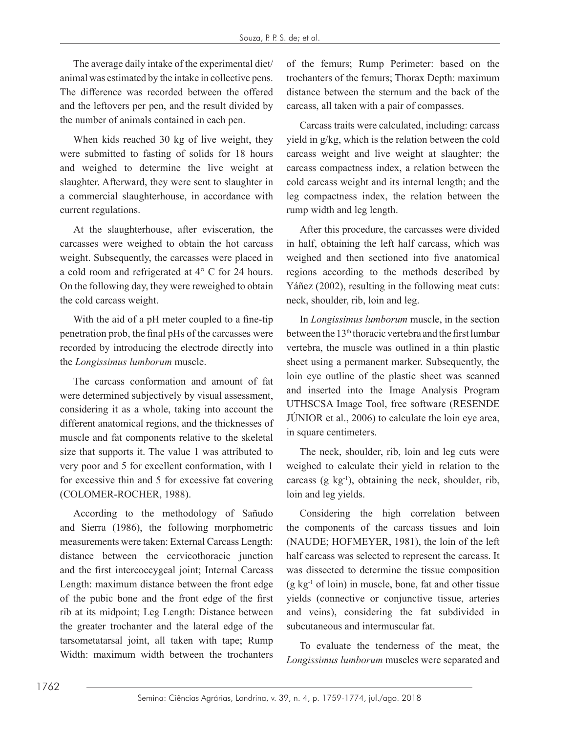The average daily intake of the experimental diet/animal was estimated by the intake in collective pens. The difference was recorded between the offered and the leftovers per pen, and the result divided by the number of animals contained in each pen.

When kids reached 30 kg of live weight, they were submitted to fasting of solids for 18 hours and weighed to determine the live weight at slaughter. Afterward, they were sent to slaughter in a commercial slaughterhouse, in accordance with current regulations.

At the slaughterhouse, after evisceration, the carcasses were weighed to obtain the hot carcass weight. Subsequently, the carcasses were placed in a cold room and refrigerated at 4° C for 24 hours. On the following day, they were reweighed to obtain the cold carcass weight.

With the aid of a pH meter coupled to a fine-tip penetration prob, the final pHs of the carcasses were recorded by introducing the electrode directly into the *Longissimus lumborum* muscle.

The carcass conformation and amount of fat were determined subjectively by visual assessment, considering it as a whole, taking into account the different anatomical regions, and the thicknesses of muscle and fat components relative to the skeletal size that supports it. The value 1 was attributed to very poor and 5 for excellent conformation, with 1 for excessive thin and 5 for excessive fat covering (COLOMER-ROCHER, 1988).

According to the methodology of Sañudo and Sierra (1986), the following morphometric measurements were taken: External Carcass Length: distance between the cervicothoracic junction and the first intercoccygeal joint; Internal Carcass Length: maximum distance between the front edge of the pubic bone and the front edge of the first rib at its midpoint; Leg Length: Distance between the greater trochanter and the lateral edge of the tarsometatarsal joint, all taken with tape; Rump Width: maximum width between the trochanters of the femurs; Rump Perimeter: based on the trochanters of the femurs; Thorax Depth: maximum distance between the sternum and the back of the carcass, all taken with a pair of compasses.

Carcass traits were calculated, including: carcass yield in g/kg, which is the relation between the cold carcass weight and live weight at slaughter; the carcass compactness index, a relation between the cold carcass weight and its internal length; and the leg compactness index, the relation between the rump width and leg length.

After this procedure, the carcasses were divided in half, obtaining the left half carcass, which was weighed and then sectioned into five anatomical regions according to the methods described by Yáñez (2002), resulting in the following meat cuts: neck, shoulder, rib, loin and leg.

In *Longissimus lumborum* muscle, in the section between the 13th thoracic vertebra and the first lumbar vertebra, the muscle was outlined in a thin plastic sheet using a permanent marker. Subsequently, the loin eye outline of the plastic sheet was scanned and inserted into the Image Analysis Program UTHSCSA Image Tool, free software (RESENDE JÚNIOR et al., 2006) to calculate the loin eye area, in square centimeters.

The neck, shoulder, rib, loin and leg cuts were weighed to calculate their yield in relation to the carcass (g $kg^{-1}$), obtaining the neck, shoulder, rib, loin and leg yields.

Considering the high correlation between the components of the carcass tissues and loin (NAUDE; HOFMEYER, 1981), the loin of the left half carcass was selected to represent the carcass. It was dissected to determine the tissue composition (g $kg^{-1}$ of loin) in muscle, bone, fat and other tissue yields (connective or conjunctive tissue, arteries and veins), considering the fat subdivided in subcutaneous and intermuscular fat.

To evaluate the tenderness of the meat, the *Longissimus lumborum* muscles were separated and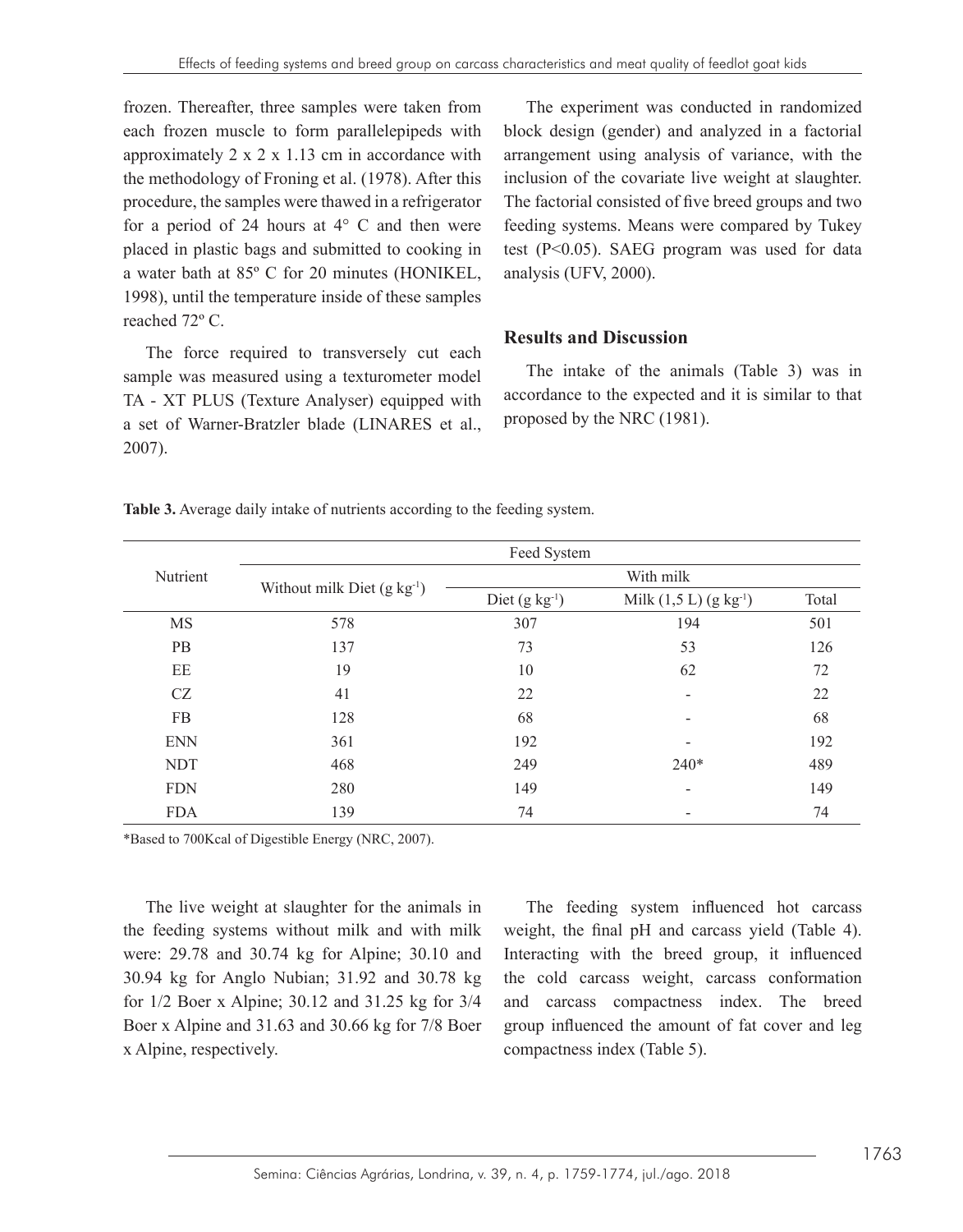frozen. Thereafter, three samples were taken from each frozen muscle to form parallelepipeds with approximately 2 x 2 x 1.13 cm in accordance with the methodology of Froning et al. (1978). After this procedure, the samples were thawed in a refrigerator for a period of 24 hours at 4° C and then were placed in plastic bags and submitted to cooking in a water bath at 85º C for 20 minutes (HONIKEL, 1998), until the temperature inside of these samples reached 72º C.

The force required to transversely cut each sample was measured using a texturometer model TA - XT PLUS (Texture Analyser) equipped with a set of Warner-Bratzler blade (LINARES et al., 2007).

The experiment was conducted in randomized block design (gender) and analyzed in a factorial arrangement using analysis of variance, with the inclusion of the covariate live weight at slaughter. The factorial consisted of five breed groups and two feeding systems. Means were compared by Tukey test (P<0.05). SAEG program was used for data analysis (UFV, 2000).

## Results and Discussion

The intake of the animals (Table 3) was in accordance to the expected and it is similar to that proposed by the NRC (1981).

**Table 3.** Average daily intake of nutrients according to the feeding system.

| Nutrient | Feed System | | | |
|---|---|---|---|---|
| | Without milk Diet (g kg$^{-1}$) | With milk | | |
| | | Diet (g kg$^{-1}$) | Milk (1,5 L) (g kg$^{-1}$) | Total |
| MS | 578 | 307 | 194 | 501 |
| PB | 137 | 73 | 53 | 126 |
| EE | 19 | 10 | 62 | 72 |
| CZ | 41 | 22 | - | 22 |
| FB | 128 | 68 | - | 68 |
| ENN | 361 | 192 | - | 192 |
| NDT | 468 | 249 | 240* | 489 |
| FDN | 280 | 149 | - | 149 |
| FDA | 139 | 74 | - | 74 |

*Based to 700Kcal of Digestible Energy (NRC, 2007).

The live weight at slaughter for the animals in the feeding systems without milk and with milk were: 29.78 and 30.74 kg for Alpine; 30.10 and 30.94 kg for Anglo Nubian; 31.92 and 30.78 kg for 1/2 Boer x Alpine; 30.12 and 31.25 kg for 3/4 Boer x Alpine and 31.63 and 30.66 kg for 7/8 Boer x Alpine, respectively.

The feeding system influenced hot carcass weight, the final pH and carcass yield (Table 4). Interacting with the breed group, it influenced the cold carcass weight, carcass conformation and carcass compactness index. The breed group influenced the amount of fat cover and leg compactness index (Table 5).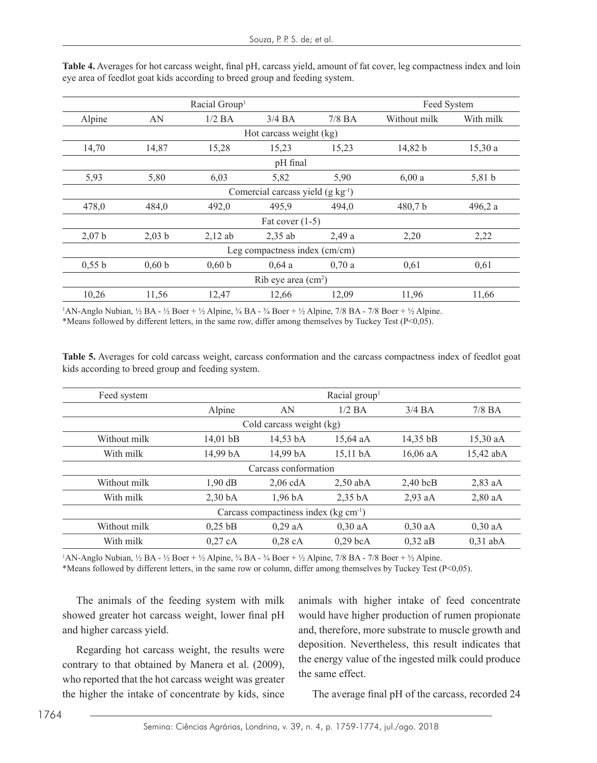**Table 4.** Averages for hot carcass weight, final pH, carcass yield, amount of fat cover, leg compactness index and loin eye area of feedlot goat kids according to breed group and feeding system.

| Racial Group[1] | | | | | Feed System | |
|---|---|---|---|---|---|---|
| Alpine | AN | 1/2 BA | 3/4 BA | 7/8 BA | Without milk | With milk |
| Hot carcass weight (kg) | | | | | | |
| 14,70 | 14,87 | 15,28 | 15,23 | 15,23 | 14,82 b | 15,30 a |
| pH final | | | | | | |
| 5,93 | 5,80 | 6,03 | 5,82 | 5,90 | 6,00 a | 5,81 b |
| Comercial carcass yield (g $kg^{-1}$) | | | | | | |
| 478,0 | 484,0 | 492,0 | 495,9 | 494,0 | 480,7 b | 496,2 a |
| Fat cover (1-5) | | | | | | |
| 2,07 b | 2,03 b | 2,12 ab | 2,35 ab | 2,49 a | 2,20 | 2,22 |
| Leg compactness index (cm/cm) | | | | | | |
| 0,55 b | 0,60 b | 0,60 b | 0,64 a | 0,70 a | 0,61 | 0,61 |
| Rib eye area ($cm^2$) | | | | | | |
| 10,26 | 11,56 | 12,47 | 12,66 | 12,09 | 11,96 | 11,66 |

[1]AN-Anglo Nubian, ½ BA - ½ Boer + ½ Alpine, ¾ BA - ¾ Boer + ½ Alpine, 7/8 BA - 7/8 Boer + ½ Alpine.
*Means followed by different letters, in the same row, differ among themselves by Tuckey Test (P<0,05).

**Table 5.** Averages for cold carcass weight, carcass conformation and the carcass compactness index of feedlot goat kids according to breed group and feeding system.

| Feed system | Racial group[1] | | | | |
|---|---|---|---|---|---|
| | Alpine | AN | 1/2 BA | 3/4 BA | 7/8 BA |
| Cold carcass weight (kg) | | | | | |
| Without milk | 14,01 bB | 14,53 bA | 15,64 aA | 14,35 bB | 15,30 aA |
| With milk | 14,99 bA | 14,99 bA | 15,11 bA | 16,06 aA | 15,42 abA |
| Carcass conformation | | | | | |
| Without milk | 1,90 dB | 2,06 cdA | 2,50 abA | 2,40 bcB | 2,83 aA |
| With milk | 2,30 bA | 1,96 bA | 2,35 bA | 2,93 aA | 2,80 aA |
| Carcass compactiness index (kg $cm^{-1}$) | | | | | |
| Without milk | 0,25 bB | 0,29 aA | 0,30 aA | 0,30 aA | 0,30 aA |
| With milk | 0,27 cA | 0,28 cA | 0,29 bcA | 0,32 aB | 0,31 abA |

[1]AN-Anglo Nubian, ½ BA - ½ Boer + ½ Alpine, ¾ BA - ¾ Boer + ½ Alpine, 7/8 BA - 7/8 Boer + ½ Alpine.
*Means followed by different letters, in the same row or column, differ among themselves by Tuckey Test (P<0,05).

The animals of the feeding system with milk showed greater hot carcass weight, lower final pH and higher carcass yield.

Regarding hot carcass weight, the results were contrary to that obtained by Manera et al. (2009), who reported that the hot carcass weight was greater the higher the intake of concentrate by kids, since animals with higher intake of feed concentrate would have higher production of rumen propionate and, therefore, more substrate to muscle growth and deposition. Nevertheless, this result indicates that the energy value of the ingested milk could produce the same effect.

The average final pH of the carcass, recorded 24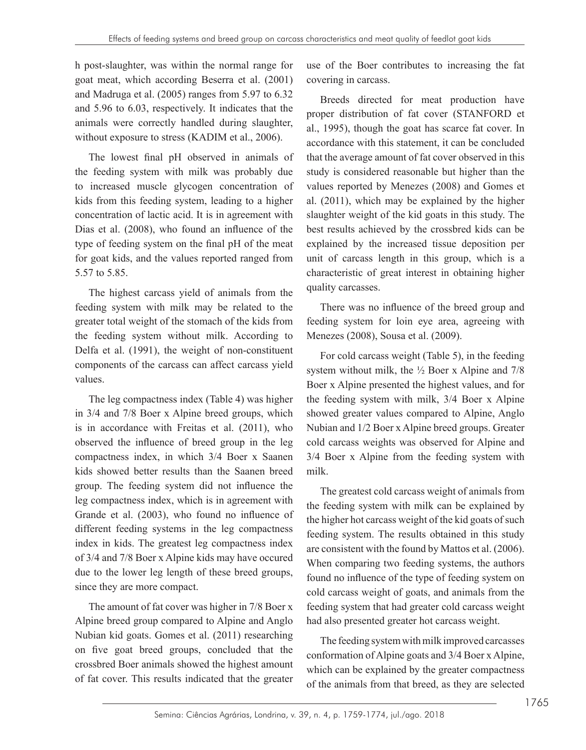h post-slaughter, was within the normal range for goat meat, which according Beserra et al. (2001) and Madruga et al. (2005) ranges from 5.97 to 6.32 and 5.96 to 6.03, respectively. It indicates that the animals were correctly handled during slaughter, without exposure to stress (KADIM et al., 2006).

The lowest final pH observed in animals of the feeding system with milk was probably due to increased muscle glycogen concentration of kids from this feeding system, leading to a higher concentration of lactic acid. It is in agreement with Dias et al. (2008), who found an influence of the type of feeding system on the final pH of the meat for goat kids, and the values reported ranged from 5.57 to 5.85.

The highest carcass yield of animals from the feeding system with milk may be related to the greater total weight of the stomach of the kids from the feeding system without milk. According to Delfa et al. (1991), the weight of non-constituent components of the carcass can affect carcass yield values.

The leg compactness index (Table 4) was higher in 3/4 and 7/8 Boer x Alpine breed groups, which is in accordance with Freitas et al. (2011), who observed the influence of breed group in the leg compactness index, in which 3/4 Boer x Saanen kids showed better results than the Saanen breed group. The feeding system did not influence the leg compactness index, which is in agreement with Grande et al. (2003), who found no influence of different feeding systems in the leg compactness index in kids. The greatest leg compactness index of 3/4 and 7/8 Boer x Alpine kids may have occured due to the lower leg length of these breed groups, since they are more compact.

The amount of fat cover was higher in 7/8 Boer x Alpine breed group compared to Alpine and Anglo Nubian kid goats. Gomes et al. (2011) researching on five goat breed groups, concluded that the crossbred Boer animals showed the highest amount of fat cover. This results indicated that the greater use of the Boer contributes to increasing the fat covering in carcass.

Breeds directed for meat production have proper distribution of fat cover (STANFORD et al., 1995), though the goat has scarce fat cover. In accordance with this statement, it can be concluded that the average amount of fat cover observed in this study is considered reasonable but higher than the values reported by Menezes (2008) and Gomes et al. (2011), which may be explained by the higher slaughter weight of the kid goats in this study. The best results achieved by the crossbred kids can be explained by the increased tissue deposition per unit of carcass length in this group, which is a characteristic of great interest in obtaining higher quality carcasses.

There was no influence of the breed group and feeding system for loin eye area, agreeing with Menezes (2008), Sousa et al. (2009).

For cold carcass weight (Table 5), in the feeding system without milk, the ½ Boer x Alpine and 7/8 Boer x Alpine presented the highest values, and for the feeding system with milk, 3/4 Boer x Alpine showed greater values compared to Alpine, Anglo Nubian and 1/2 Boer x Alpine breed groups. Greater cold carcass weights was observed for Alpine and 3/4 Boer x Alpine from the feeding system with milk.

The greatest cold carcass weight of animals from the feeding system with milk can be explained by the higher hot carcass weight of the kid goats of such feeding system. The results obtained in this study are consistent with the found by Mattos et al. (2006). When comparing two feeding systems, the authors found no influence of the type of feeding system on cold carcass weight of goats, and animals from the feeding system that had greater cold carcass weight had also presented greater hot carcass weight.

The feeding system with milk improved carcasses conformation of Alpine goats and 3/4 Boer x Alpine, which can be explained by the greater compactness of the animals from that breed, as they are selected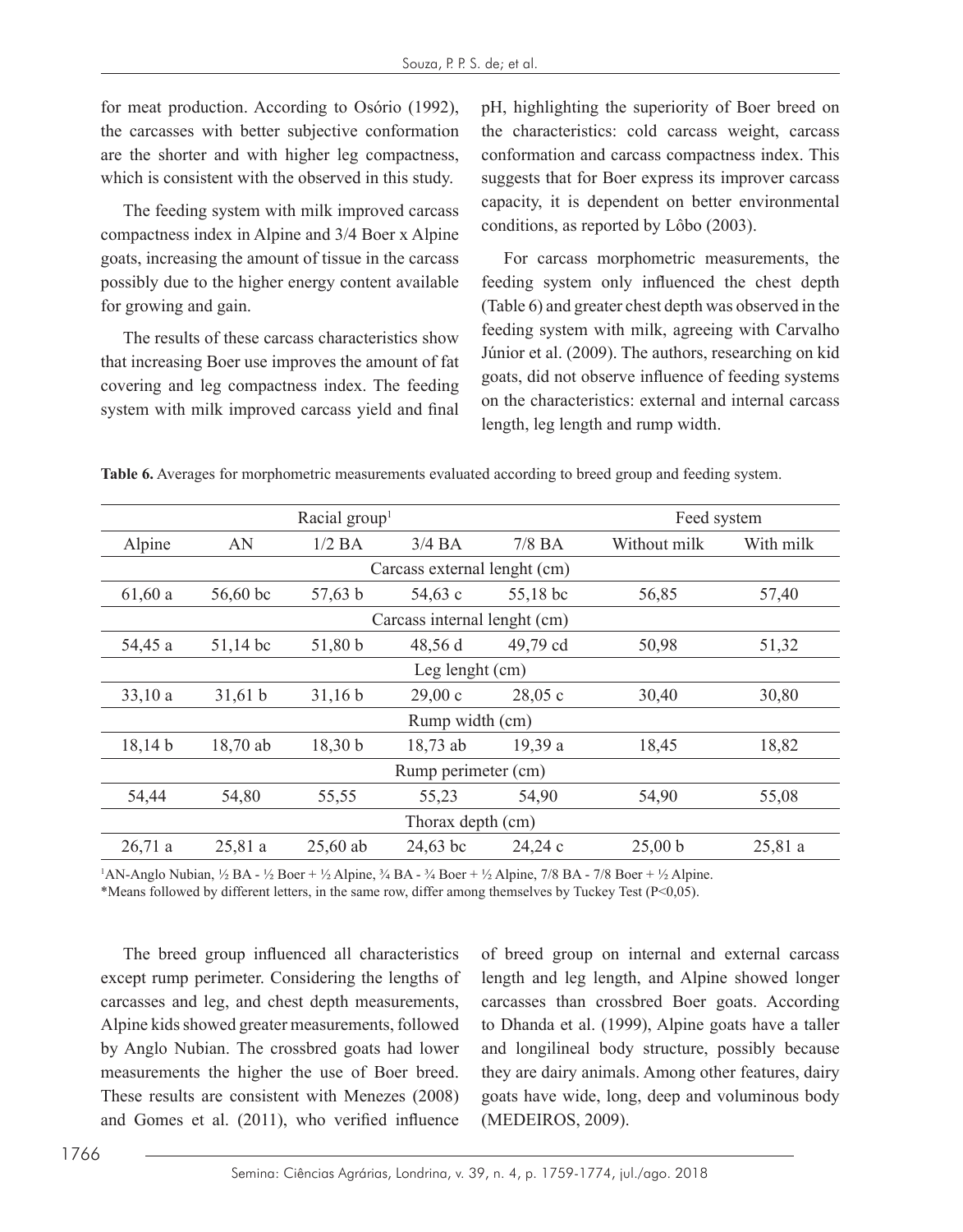for meat production. According to Osório (1992), the carcasses with better subjective conformation are the shorter and with higher leg compactness, which is consistent with the observed in this study.

The feeding system with milk improved carcass compactness index in Alpine and 3/4 Boer x Alpine goats, increasing the amount of tissue in the carcass possibly due to the higher energy content available for growing and gain.

The results of these carcass characteristics show that increasing Boer use improves the amount of fat covering and leg compactness index. The feeding system with milk improved carcass yield and final pH, highlighting the superiority of Boer breed on the characteristics: cold carcass weight, carcass conformation and carcass compactness index. This suggests that for Boer express its improver carcass capacity, it is dependent on better environmental conditions, as reported by Lôbo (2003).

For carcass morphometric measurements, the feeding system only influenced the chest depth (Table 6) and greater chest depth was observed in the feeding system with milk, agreeing with Carvalho Júnior et al. (2009). The authors, researching on kid goats, did not observe influence of feeding systems on the characteristics: external and internal carcass length, leg length and rump width.

**Table 6.** Averages for morphometric measurements evaluated according to breed group and feeding system.

| Racial group[1] | | | | | Feed system | |
|---|---|---|---|---|---|---|
| Alpine | AN | 1/2 BA | 3/4 BA | 7/8 BA | Without milk | With milk |
| Carcass external lenght (cm) | | | | | | |
| 61,60 a | 56,60 bc | 57,63 b | 54,63 c | 55,18 bc | 56,85 | 57,40 |
| Carcass internal lenght (cm) | | | | | | |
| 54,45 a | 51,14 bc | 51,80 b | 48,56 d | 49,79 cd | 50,98 | 51,32 |
| Leg lenght (cm) | | | | | | |
| 33,10 a | 31,61 b | 31,16 b | 29,00 c | 28,05 c | 30,40 | 30,80 |
| Rump width (cm) | | | | | | |
| 18,14 b | 18,70 ab | 18,30 b | 18,73 ab | 19,39 a | 18,45 | 18,82 |
| Rump perimeter (cm) | | | | | | |
| 54,44 | 54,80 | 55,55 | 55,23 | 54,90 | 54,90 | 55,08 |
| Thorax depth (cm) | | | | | | |
| 26,71 a | 25,81 a | 25,60 ab | 24,63 bc | 24,24 c | 25,00 b | 25,81 a |

[1]AN-Anglo Nubian, ½ BA - ½ Boer + ½ Alpine, ¾ BA - ¾ Boer + ½ Alpine, 7/8 BA - 7/8 Boer + ½ Alpine.
*Means followed by different letters, in the same row, differ among themselves by Tuckey Test (P<0,05).

The breed group influenced all characteristics except rump perimeter. Considering the lengths of carcasses and leg, and chest depth measurements, Alpine kids showed greater measurements, followed by Anglo Nubian. The crossbred goats had lower measurements the higher the use of Boer breed. These results are consistent with Menezes (2008) and Gomes et al. (2011), who verified influence of breed group on internal and external carcass length and leg length, and Alpine showed longer carcasses than crossbred Boer goats. According to Dhanda et al. (1999), Alpine goats have a taller and longilineal body structure, possibly because they are dairy animals. Among other features, dairy goats have wide, long, deep and voluminous body (MEDEIROS, 2009).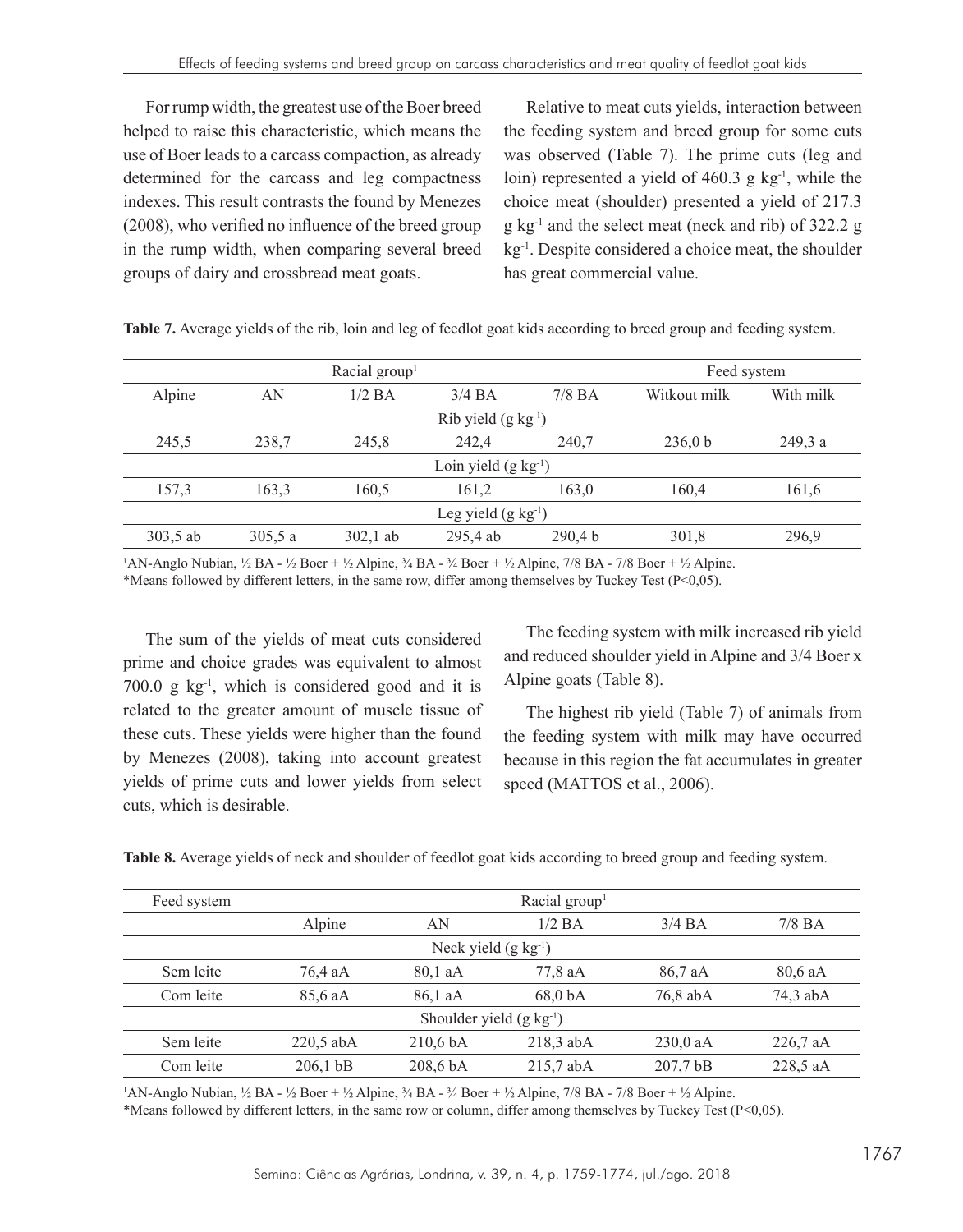For rump width, the greatest use of the Boer breed helped to raise this characteristic, which means the use of Boer leads to a carcass compaction, as already determined for the carcass and leg compactness indexes. This result contrasts the found by Menezes (2008), who verified no influence of the breed group in the rump width, when comparing several breed groups of dairy and crossbread meat goats.

Relative to meat cuts yields, interaction between the feeding system and breed group for some cuts was observed (Table 7). The prime cuts (leg and loin) represented a yield of 460.3 g kg$^{-1}$, while the choice meat (shoulder) presented a yield of 217.3 g kg$^{-1}$ and the select meat (neck and rib) of 322.2 g kg$^{-1}$. Despite considered a choice meat, the shoulder has great commercial value.

**Table 7.** Average yields of the rib, loin and leg of feedlot goat kids according to breed group and feeding system.

| Racial group[1] | | | | | Feed system | |
|---|---|---|---|---|---|---|
| Alpine | AN | 1/2 BA | 3/4 BA | 7/8 BA | Witkout milk | With milk |
| Rib yield (g kg$^{-1}$) | | | | | | |
| 245,5 | 238,7 | 245,8 | 242,4 | 240,7 | 236,0 b | 249,3 a |
| Loin yield (g kg$^{-1}$) | | | | | | |
| 157,3 | 163,3 | 160,5 | 161,2 | 163,0 | 160,4 | 161,6 |
| Leg yield (g kg$^{-1}$) | | | | | | |
| 303,5 ab | 305,5 a | 302,1 ab | 295,4 ab | 290,4 b | 301,8 | 296,9 |

[1]AN-Anglo Nubian, ½ BA - ½ Boer + ½ Alpine, ¾ BA - ¾ Boer + ½ Alpine, 7/8 BA - 7/8 Boer + ½ Alpine.
*Means followed by different letters, in the same row, differ among themselves by Tuckey Test (P<0,05).

The sum of the yields of meat cuts considered prime and choice grades was equivalent to almost 700.0 g kg$^{-1}$, which is considered good and it is related to the greater amount of muscle tissue of these cuts. These yields were higher than the found by Menezes (2008), taking into account greatest yields of prime cuts and lower yields from select cuts, which is desirable.

The feeding system with milk increased rib yield and reduced shoulder yield in Alpine and 3/4 Boer x Alpine goats (Table 8).

The highest rib yield (Table 7) of animals from the feeding system with milk may have occurred because in this region the fat accumulates in greater speed (MATTOS et al., 2006).

**Table 8.** Average yields of neck and shoulder of feedlot goat kids according to breed group and feeding system.

| Feed system | Racial group[1] | | | | |
|---|---|---|---|---|---|
| | Alpine | AN | 1/2 BA | 3/4 BA | 7/8 BA |
| Neck yield (g kg$^{-1}$) | | | | | |
| Sem leite | 76,4 aA | 80,1 aA | 77,8 aA | 86,7 aA | 80,6 aA |
| Com leite | 85,6 aA | 86,1 aA | 68,0 bA | 76,8 abA | 74,3 abA |
| Shoulder yield (g kg$^{-1}$) | | | | | |
| Sem leite | 220,5 abA | 210,6 bA | 218,3 abA | 230,0 aA | 226,7 aA |
| Com leite | 206,1 bB | 208,6 bA | 215,7 abA | 207,7 bB | 228,5 aA |

[1]AN-Anglo Nubian, ½ BA - ½ Boer + ½ Alpine, ¾ BA - ¾ Boer + ½ Alpine, 7/8 BA - 7/8 Boer + ½ Alpine.
*Means followed by different letters, in the same row or column, differ among themselves by Tuckey Test (P<0,05).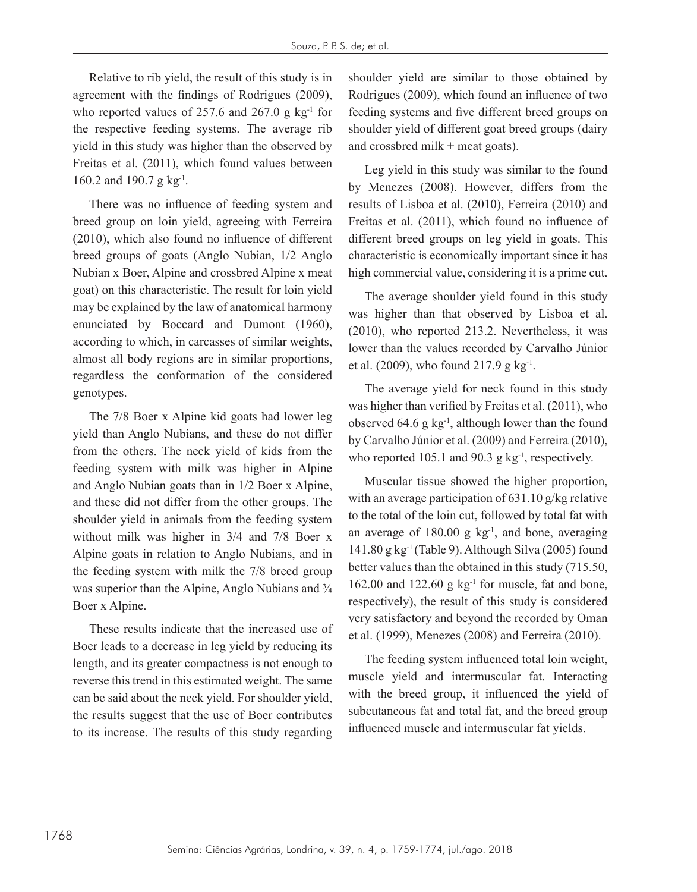Relative to rib yield, the result of this study is in agreement with the findings of Rodrigues (2009), who reported values of 257.6 and 267.0 g $kg^{-1}$ for the respective feeding systems. The average rib yield in this study was higher than the observed by Freitas et al. (2011), which found values between 160.2 and 190.7 g $kg^{-1}$.

There was no influence of feeding system and breed group on loin yield, agreeing with Ferreira (2010), which also found no influence of different breed groups of goats (Anglo Nubian, 1/2 Anglo Nubian x Boer, Alpine and crossbred Alpine x meat goat) on this characteristic. The result for loin yield may be explained by the law of anatomical harmony enunciated by Boccard and Dumont (1960), according to which, in carcasses of similar weights, almost all body regions are in similar proportions, regardless the conformation of the considered genotypes.

The 7/8 Boer x Alpine kid goats had lower leg yield than Anglo Nubians, and these do not differ from the others. The neck yield of kids from the feeding system with milk was higher in Alpine and Anglo Nubian goats than in 1/2 Boer x Alpine, and these did not differ from the other groups. The shoulder yield in animals from the feeding system without milk was higher in 3/4 and 7/8 Boer x Alpine goats in relation to Anglo Nubians, and in the feeding system with milk the 7/8 breed group was superior than the Alpine, Anglo Nubians and ¾ Boer x Alpine.

These results indicate that the increased use of Boer leads to a decrease in leg yield by reducing its length, and its greater compactness is not enough to reverse this trend in this estimated weight. The same can be said about the neck yield. For shoulder yield, the results suggest that the use of Boer contributes to its increase. The results of this study regarding shoulder yield are similar to those obtained by Rodrigues (2009), which found an influence of two feeding systems and five different breed groups on shoulder yield of different goat breed groups (dairy and crossbred milk + meat goats).

Leg yield in this study was similar to the found by Menezes (2008). However, differs from the results of Lisboa et al. (2010), Ferreira (2010) and Freitas et al. (2011), which found no influence of different breed groups on leg yield in goats. This characteristic is economically important since it has high commercial value, considering it is a prime cut.

The average shoulder yield found in this study was higher than that observed by Lisboa et al. (2010), who reported 213.2. Nevertheless, it was lower than the values recorded by Carvalho Júnior et al. (2009), who found 217.9 g $kg^{-1}$.

The average yield for neck found in this study was higher than verified by Freitas et al. (2011), who observed 64.6 g $kg^{-1}$, although lower than the found by Carvalho Júnior et al. (2009) and Ferreira (2010), who reported 105.1 and 90.3 g $kg^{-1}$, respectively.

Muscular tissue showed the higher proportion, with an average participation of 631.10 g/kg relative to the total of the loin cut, followed by total fat with an average of 180.00 g $kg^{-1}$, and bone, averaging 141.80 g $kg^{-1}$ (Table 9). Although Silva (2005) found better values than the obtained in this study (715.50, 162.00 and 122.60 g $kg^{-1}$ for muscle, fat and bone, respectively), the result of this study is considered very satisfactory and beyond the recorded by Oman et al. (1999), Menezes (2008) and Ferreira (2010).

The feeding system influenced total loin weight, muscle yield and intermuscular fat. Interacting with the breed group, it influenced the yield of subcutaneous fat and total fat, and the breed group influenced muscle and intermuscular fat yields.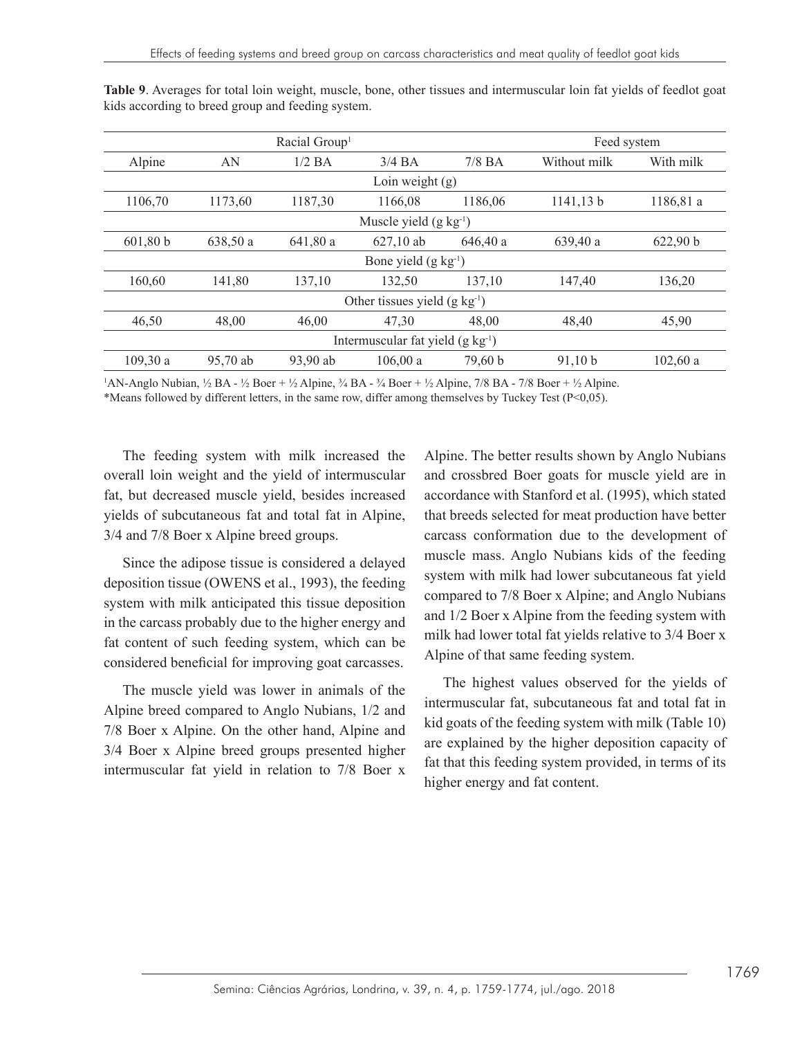**Table 9**. Averages for total loin weight, muscle, bone, other tissues and intermuscular loin fat yields of feedlot goat kids according to breed group and feeding system.

| Racial Group[1] | | | | | Feed system | |
|---|---|---|---|---|---|---|
| Alpine | AN | 1/2 BA | 3/4 BA | 7/8 BA | Without milk | With milk |
| Loin weight (g) | | | | | | |
| 1106,70 | 1173,60 | 1187,30 | 1166,08 | 1186,06 | 1141,13 b | 1186,81 a |
| Muscle yield (g $kg^{-1}$) | | | | | | |
| 601,80 b | 638,50 a | 641,80 a | 627,10 ab | 646,40 a | 639,40 a | 622,90 b |
| Bone yield (g $kg^{-1}$) | | | | | | |
| 160,60 | 141,80 | 137,10 | 132,50 | 137,10 | 147,40 | 136,20 |
| Other tissues yield (g $kg^{-1}$) | | | | | | |
| 46,50 | 48,00 | 46,00 | 47,30 | 48,00 | 48,40 | 45,90 |
| Intermuscular fat yield (g $kg^{-1}$) | | | | | | |
| 109,30 a | 95,70 ab | 93,90 ab | 106,00 a | 79,60 b | 91,10 b | 102,60 a |

[1]AN-Anglo Nubian, ½ BA - ½ Boer + ½ Alpine, ¾ BA - ¾ Boer + ½ Alpine, 7/8 BA - 7/8 Boer + ½ Alpine.
*Means followed by different letters, in the same row, differ among themselves by Tuckey Test (P<0,05).

The feeding system with milk increased the overall loin weight and the yield of intermuscular fat, but decreased muscle yield, besides increased yields of subcutaneous fat and total fat in Alpine, 3/4 and 7/8 Boer x Alpine breed groups.

Since the adipose tissue is considered a delayed deposition tissue (OWENS et al., 1993), the feeding system with milk anticipated this tissue deposition in the carcass probably due to the higher energy and fat content of such feeding system, which can be considered beneficial for improving goat carcasses.

The muscle yield was lower in animals of the Alpine breed compared to Anglo Nubians, 1/2 and 7/8 Boer x Alpine. On the other hand, Alpine and 3/4 Boer x Alpine breed groups presented higher intermuscular fat yield in relation to 7/8 Boer x Alpine. The better results shown by Anglo Nubians and crossbred Boer goats for muscle yield are in accordance with Stanford et al. (1995), which stated that breeds selected for meat production have better carcass conformation due to the development of muscle mass. Anglo Nubians kids of the feeding system with milk had lower subcutaneous fat yield compared to 7/8 Boer x Alpine; and Anglo Nubians and 1/2 Boer x Alpine from the feeding system with milk had lower total fat yields relative to 3/4 Boer x Alpine of that same feeding system.

The highest values observed for the yields of intermuscular fat, subcutaneous fat and total fat in kid goats of the feeding system with milk (Table 10) are explained by the higher deposition capacity of fat that this feeding system provided, in terms of its higher energy and fat content.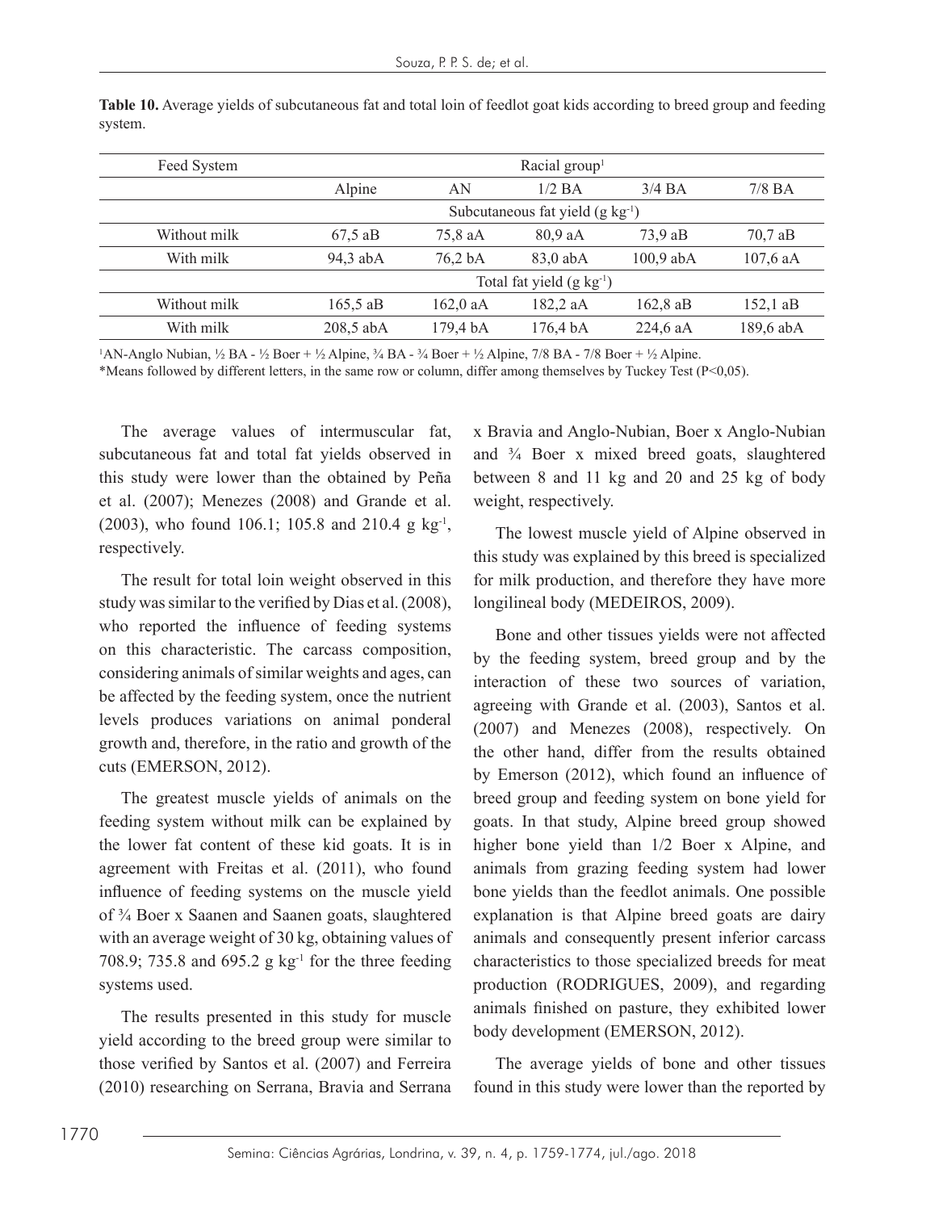**Table 10.** Average yields of subcutaneous fat and total loin of feedlot goat kids according to breed group and feeding system.

| Feed System | Racial group[1] | | | | |
|---|---|---|---|---|---|
| | Alpine | AN | 1/2 BA | 3/4 BA | 7/8 BA |
| | Subcutaneous fat yield (g kg$^{-1}$) | | | | |
| Without milk | 67,5 aB | 75,8 aA | 80,9 aA | 73,9 aB | 70,7 aB |
| With milk | 94,3 abA | 76,2 bA | 83,0 abA | 100,9 abA | 107,6 aA |
| | Total fat yield (g kg$^{-1}$) | | | | |
| Without milk | 165,5 aB | 162,0 aA | 182,2 aA | 162,8 aB | 152,1 aB |
| With milk | 208,5 abA | 179,4 bA | 176,4 bA | 224,6 aA | 189,6 abA |

[1]AN-Anglo Nubian, ½ BA - ½ Boer + ½ Alpine, ¾ BA - ¾ Boer + ½ Alpine, 7/8 BA - 7/8 Boer + ½ Alpine.
*Means followed by different letters, in the same row or column, differ among themselves by Tuckey Test (P<0,05).

The average values of intermuscular fat, subcutaneous fat and total fat yields observed in this study were lower than the obtained by Peña et al. (2007); Menezes (2008) and Grande et al. (2003), who found 106.1; 105.8 and 210.4 g kg$^{-1}$, respectively.

The result for total loin weight observed in this study was similar to the verified by Dias et al. (2008), who reported the influence of feeding systems on this characteristic. The carcass composition, considering animals of similar weights and ages, can be affected by the feeding system, once the nutrient levels produces variations on animal ponderal growth and, therefore, in the ratio and growth of the cuts (EMERSON, 2012).

The greatest muscle yields of animals on the feeding system without milk can be explained by the lower fat content of these kid goats. It is in agreement with Freitas et al. (2011), who found influence of feeding systems on the muscle yield of ¾ Boer x Saanen and Saanen goats, slaughtered with an average weight of 30 kg, obtaining values of 708.9; 735.8 and 695.2 g kg$^{-1}$ for the three feeding systems used.

The results presented in this study for muscle yield according to the breed group were similar to those verified by Santos et al. (2007) and Ferreira (2010) researching on Serrana, Bravia and Serrana x Bravia and Anglo-Nubian, Boer x Anglo-Nubian and ¾ Boer x mixed breed goats, slaughtered between 8 and 11 kg and 20 and 25 kg of body weight, respectively.

The lowest muscle yield of Alpine observed in this study was explained by this breed is specialized for milk production, and therefore they have more longilineal body (MEDEIROS, 2009).

Bone and other tissues yields were not affected by the feeding system, breed group and by the interaction of these two sources of variation, agreeing with Grande et al. (2003), Santos et al. (2007) and Menezes (2008), respectively. On the other hand, differ from the results obtained by Emerson (2012), which found an influence of breed group and feeding system on bone yield for goats. In that study, Alpine breed group showed higher bone yield than 1/2 Boer x Alpine, and animals from grazing feeding system had lower bone yields than the feedlot animals. One possible explanation is that Alpine breed goats are dairy animals and consequently present inferior carcass characteristics to those specialized breeds for meat production (RODRIGUES, 2009), and regarding animals finished on pasture, they exhibited lower body development (EMERSON, 2012).

The average yields of bone and other tissues found in this study were lower than the reported by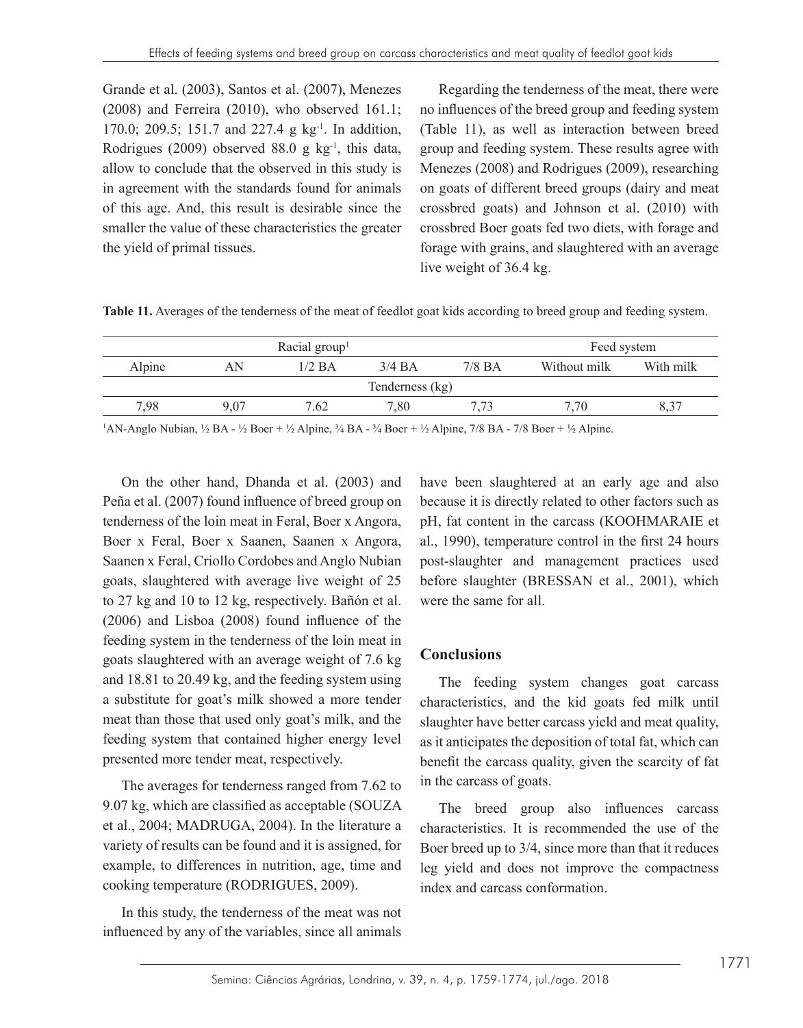Grande et al. (2003), Santos et al. (2007), Menezes (2008) and Ferreira (2010), who observed 161.1; 170.0; 209.5; 151.7 and 227.4 g kg$^{-1}$. In addition, Rodrigues (2009) observed 88.0 g kg$^{-1}$, this data, allow to conclude that the observed in this study is in agreement with the standards found for animals of this age. And, this result is desirable since the smaller the value of these characteristics the greater the yield of primal tissues.

Regarding the tenderness of the meat, there were no influences of the breed group and feeding system (Table 11), as well as interaction between breed group and feeding system. These results agree with Menezes (2008) and Rodrigues (2009), researching on goats of different breed groups (dairy and meat crossbred goats) and Johnson et al. (2010) with crossbred Boer goats fed two diets, with forage and forage with grains, and slaughtered with an average live weight of 36.4 kg.

**Table 11.** Averages of the tenderness of the meat of feedlot goat kids according to breed group and feeding system.

| Racial group[1] | | | | | Feed system | |
|---|---|---|---|---|---|---|
| Alpine | AN | 1/2 BA | 3/4 BA | 7/8 BA | Without milk | With milk |
| Tenderness (kg) | | | | | | |
| 7,98 | 9,07 | 7.62 | 7,80 | 7,73 | 7,70 | 8,37 |

[1]AN-Anglo Nubian, ½ BA - ½ Boer + ½ Alpine, ¾ BA - ¾ Boer + ½ Alpine, 7/8 BA - 7/8 Boer + ½ Alpine.

On the other hand, Dhanda et al. (2003) and Peña et al. (2007) found influence of breed group on tenderness of the loin meat in Feral, Boer x Angora, Boer x Feral, Boer x Saanen, Saanen x Angora, Saanen x Feral, Criollo Cordobes and Anglo Nubian goats, slaughtered with average live weight of 25 to 27 kg and 10 to 12 kg, respectively. Bañón et al. (2006) and Lisboa (2008) found influence of the feeding system in the tenderness of the loin meat in goats slaughtered with an average weight of 7.6 kg and 18.81 to 20.49 kg, and the feeding system using a substitute for goat's milk showed a more tender meat than those that used only goat's milk, and the feeding system that contained higher energy level presented more tender meat, respectively.

The averages for tenderness ranged from 7.62 to 9.07 kg, which are classified as acceptable (SOUZA et al., 2004; MADRUGA, 2004). In the literature a variety of results can be found and it is assigned, for example, to differences in nutrition, age, time and cooking temperature (RODRIGUES, 2009).

In this study, the tenderness of the meat was not influenced by any of the variables, since all animals have been slaughtered at an early age and also because it is directly related to other factors such as pH, fat content in the carcass (KOOHMARAIE et al., 1990), temperature control in the first 24 hours post-slaughter and management practices used before slaughter (BRESSAN et al., 2001), which were the same for all.

## Conclusions

The feeding system changes goat carcass characteristics, and the kid goats fed milk until slaughter have better carcass yield and meat quality, as it anticipates the deposition of total fat, which can benefit the carcass quality, given the scarcity of fat in the carcass of goats.

The breed group also influences carcass characteristics. It is recommended the use of the Boer breed up to 3/4, since more than that it reduces leg yield and does not improve the compactness index and carcass conformation.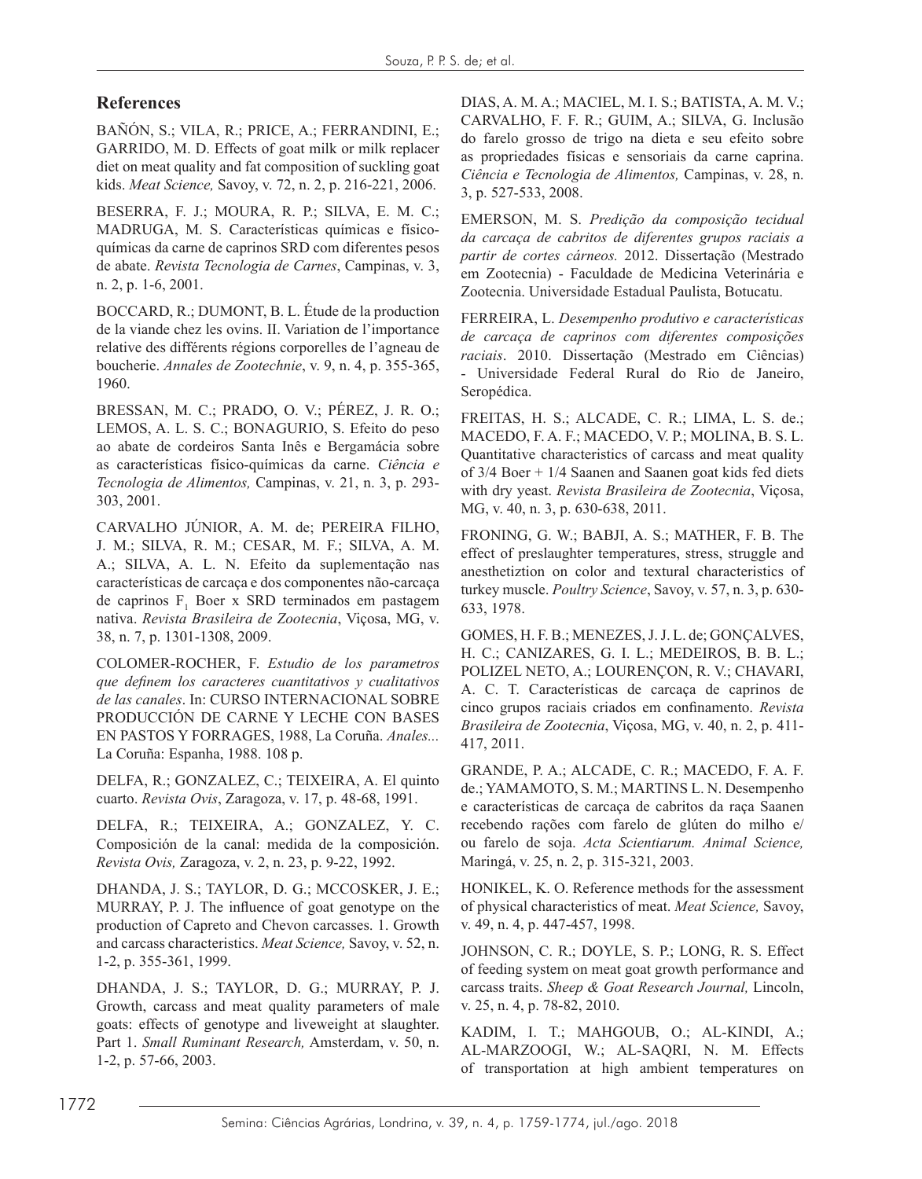## References

BAÑÓN, S.; VILA, R.; PRICE, A.; FERRANDINI, E.; GARRIDO, M. D. Effects of goat milk or milk replacer diet on meat quality and fat composition of suckling goat kids. *Meat Science,* Savoy, v. 72, n. 2, p. 216-221, 2006.

BESERRA, F. J.; MOURA, R. P.; SILVA, E. M. C.; MADRUGA, M. S. Características químicas e físico-químicas da carne de caprinos SRD com diferentes pesos de abate. *Revista Tecnologia de Carnes*, Campinas, v. 3, n. 2, p. 1-6, 2001.

BOCCARD, R.; DUMONT, B. L. Étude de la production de la viande chez les ovins. II. Variation de l'importance relative des différents régions corporelles de l'agneau de boucherie. *Annales de Zootechnie*, v. 9, n. 4, p. 355-365, 1960.

BRESSAN, M. C.; PRADO, O. V.; PÉREZ, J. R. O.; LEMOS, A. L. S. C.; BONAGURIO, S. Efeito do peso ao abate de cordeiros Santa Inês e Bergamácia sobre as características físico-químicas da carne. *Ciência e Tecnologia de Alimentos,* Campinas, v. 21, n. 3, p. 293-303, 2001.

CARVALHO JÚNIOR, A. M. de; PEREIRA FILHO, J. M.; SILVA, R. M.; CESAR, M. F.; SILVA, A. M. A.; SILVA, A. L. N. Efeito da suplementação nas características de carcaça e dos componentes não-carcaça de caprinos $F_1$ Boer x SRD terminados em pastagem nativa. *Revista Brasileira de Zootecnia*, Viçosa, MG, v. 38, n. 7, p. 1301-1308, 2009.

COLOMER-ROCHER, F. *Estudio de los parametros que definem los caracteres cuantitativos y cualitativos de las canales*. In: CURSO INTERNACIONAL SOBRE PRODUCCIÓN DE CARNE Y LECHE CON BASES EN PASTOS Y FORRAGES, 1988, La Coruña. *Anales...* La Coruña: Espanha, 1988. 108 p.

DELFA, R.; GONZALEZ, C.; TEIXEIRA, A. El quinto cuarto. *Revista Ovis*, Zaragoza, v. 17, p. 48-68, 1991.

DELFA, R.; TEIXEIRA, A.; GONZALEZ, Y. C. Composición de la canal: medida de la composición. *Revista Ovis,* Zaragoza, v. 2, n. 23, p. 9-22, 1992.

DHANDA, J. S.; TAYLOR, D. G.; MCCOSKER, J. E.; MURRAY, P. J. The influence of goat genotype on the production of Capreto and Chevon carcasses. 1. Growth and carcass characteristics. *Meat Science,* Savoy, v. 52, n. 1-2, p. 355-361, 1999.

DHANDA, J. S.; TAYLOR, D. G.; MURRAY, P. J. Growth, carcass and meat quality parameters of male goats: effects of genotype and liveweight at slaughter. Part 1. *Small Ruminant Research,* Amsterdam, v. 50, n. 1-2, p. 57-66, 2003.

DIAS, A. M. A.; MACIEL, M. I. S.; BATISTA, A. M. V.; CARVALHO, F. F. R.; GUIM, A.; SILVA, G. Inclusão do farelo grosso de trigo na dieta e seu efeito sobre as propriedades físicas e sensoriais da carne caprina. *Ciência e Tecnologia de Alimentos,* Campinas, v. 28, n. 3, p. 527-533, 2008.

EMERSON, M. S. *Predição da composição tecidual da carcaça de cabritos de diferentes grupos raciais a partir de cortes cárneos.* 2012. Dissertação (Mestrado em Zootecnia) - Faculdade de Medicina Veterinária e Zootecnia. Universidade Estadual Paulista, Botucatu.

FERREIRA, L. *Desempenho produtivo e características de carcaça de caprinos com diferentes composições raciais*. 2010. Dissertação (Mestrado em Ciências) - Universidade Federal Rural do Rio de Janeiro, Seropédica.

FREITAS, H. S.; ALCADE, C. R.; LIMA, L. S. de.; MACEDO, F. A. F.; MACEDO, V. P.; MOLINA, B. S. L. Quantitative characteristics of carcass and meat quality of 3/4 Boer + 1/4 Saanen and Saanen goat kids fed diets with dry yeast. *Revista Brasileira de Zootecnia*, Viçosa, MG, v. 40, n. 3, p. 630-638, 2011.

FRONING, G. W.; BABJI, A. S.; MATHER, F. B. The effect of preslaughter temperatures, stress, struggle and anesthetiztion on color and textural characteristics of turkey muscle. *Poultry Science*, Savoy, v. 57, n. 3, p. 630-633, 1978.

GOMES, H. F. B.; MENEZES, J. J. L. de; GONÇALVES, H. C.; CANIZARES, G. I. L.; MEDEIROS, B. B. L.; POLIZEL NETO, A.; LOURENÇON, R. V.; CHAVARI, A. C. T. Características de carcaça de caprinos de cinco grupos raciais criados em confinamento. *Revista Brasileira de Zootecnia*, Viçosa, MG, v. 40, n. 2, p. 411-417, 2011.

GRANDE, P. A.; ALCADE, C. R.; MACEDO, F. A. F. de.; YAMAMOTO, S. M.; MARTINS L. N. Desempenho e características de carcaça de cabritos da raça Saanen recebendo rações com farelo de glúten do milho e/ou farelo de soja. *Acta Scientiarum. Animal Science,* Maringá, v. 25, n. 2, p. 315-321, 2003.

HONIKEL, K. O. Reference methods for the assessment of physical characteristics of meat. *Meat Science,* Savoy, v. 49, n. 4, p. 447-457, 1998.

JOHNSON, C. R.; DOYLE, S. P.; LONG, R. S. Effect of feeding system on meat goat growth performance and carcass traits. *Sheep & Goat Research Journal,* Lincoln, v. 25, n. 4, p. 78-82, 2010.

KADIM, I. T.; MAHGOUB, O.; AL-KINDI, A.; AL-MARZOOGI, W.; AL-SAQRI, N. M. Effects of transportation at high ambient temperatures on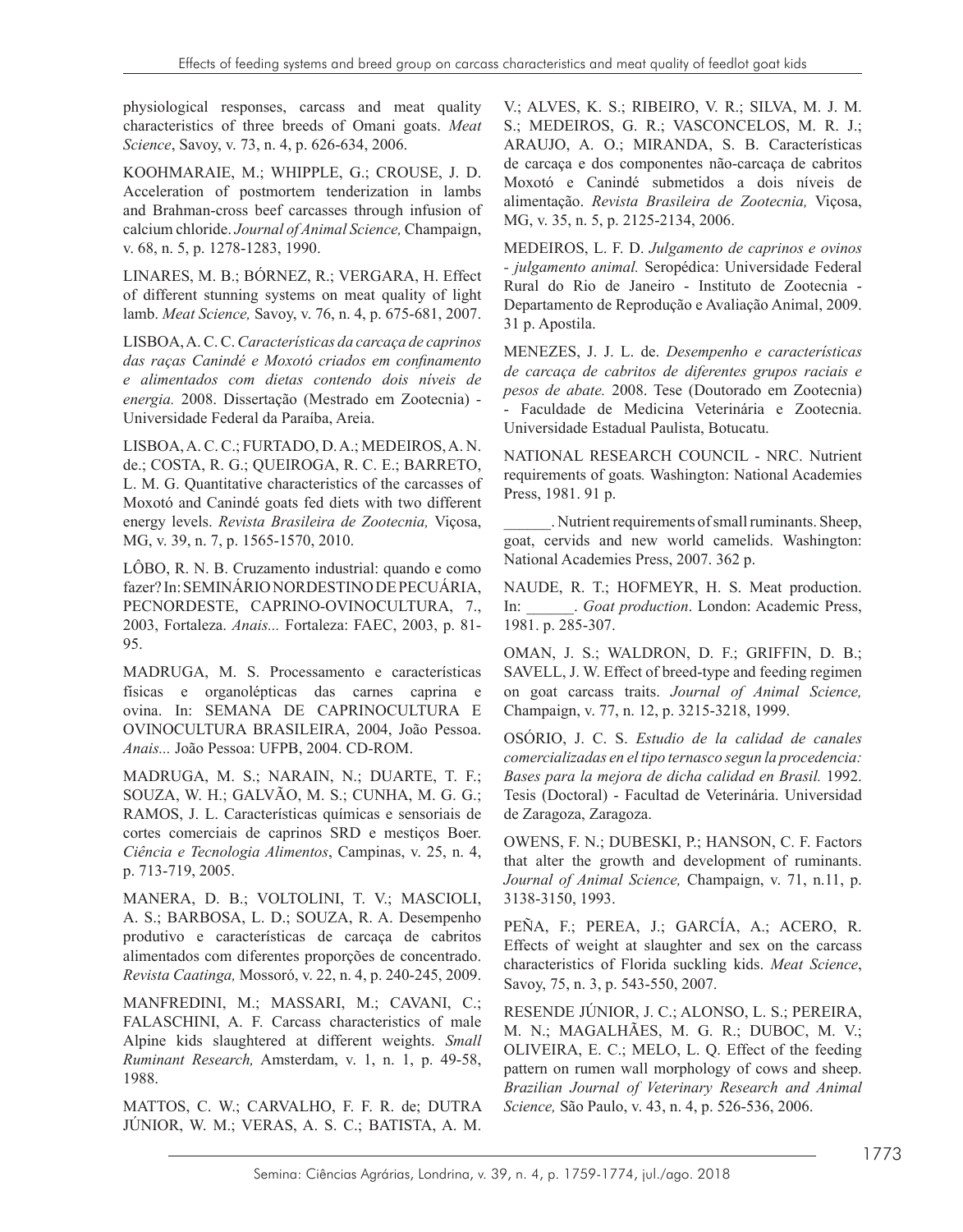physiological responses, carcass and meat quality characteristics of three breeds of Omani goats. *Meat Science*, Savoy, v. 73, n. 4, p. 626-634, 2006.

KOOHMARAIE, M.; WHIPPLE, G.; CROUSE, J. D. Acceleration of postmortem tenderization in lambs and Brahman-cross beef carcasses through infusion of calcium chloride. *Journal of Animal Science,* Champaign, v. 68, n. 5, p. 1278-1283, 1990.

LINARES, M. B.; BÓRNEZ, R.; VERGARA, H. Effect of different stunning systems on meat quality of light lamb. *Meat Science,* Savoy, v. 76, n. 4, p. 675-681, 2007.

LISBOA, A. C. C. *Características da carcaça de caprinos das raças Canindé e Moxotó criados em confinamento e alimentados com dietas contendo dois níveis de energia.* 2008. Dissertação (Mestrado em Zootecnia) - Universidade Federal da Paraíba, Areia.

LISBOA, A. C. C.; FURTADO, D. A.; MEDEIROS, A. N. de.; COSTA, R. G.; QUEIROGA, R. C. E.; BARRETO, L. M. G. Quantitative characteristics of the carcasses of Moxotó and Canindé goats fed diets with two different energy levels. *Revista Brasileira de Zootecnia,* Viçosa, MG, v. 39, n. 7, p. 1565-1570, 2010.

LÔBO, R. N. B. Cruzamento industrial: quando e como fazer? In: SEMINÁRIO NORDESTINO DE PECUÁRIA, PECNORDESTE, CAPRINO-OVINOCULTURA, 7., 2003, Fortaleza. *Anais...* Fortaleza: FAEC, 2003, p. 81-95.

MADRUGA, M. S. Processamento e características físicas e organolépticas das carnes caprina e ovina. In: SEMANA DE CAPRINOCULTURA E OVINOCULTURA BRASILEIRA, 2004, João Pessoa. *Anais...* João Pessoa: UFPB, 2004. CD-ROM.

MADRUGA, M. S.; NARAIN, N.; DUARTE, T. F.; SOUZA, W. H.; GALVÃO, M. S.; CUNHA, M. G. G.; RAMOS, J. L. Características químicas e sensoriais de cortes comerciais de caprinos SRD e mestiços Boer. *Ciência e Tecnologia Alimentos*, Campinas, v. 25, n. 4, p. 713-719, 2005.

MANERA, D. B.; VOLTOLINI, T. V.; MASCIOLI, A. S.; BARBOSA, L. D.; SOUZA, R. A. Desempenho produtivo e características de carcaça de cabritos alimentados com diferentes proporções de concentrado. *Revista Caatinga,* Mossoró, v. 22, n. 4, p. 240-245, 2009.

MANFREDINI, M.; MASSARI, M.; CAVANI, C.; FALASCHINI, A. F. Carcass characteristics of male Alpine kids slaughtered at different weights. *Small Ruminant Research,* Amsterdam, v. 1, n. 1, p. 49-58, 1988.

MATTOS, C. W.; CARVALHO, F. F. R. de; DUTRA JÚNIOR, W. M.; VERAS, A. S. C.; BATISTA, A. M. V.; ALVES, K. S.; RIBEIRO, V. R.; SILVA, M. J. M. S.; MEDEIROS, G. R.; VASCONCELOS, M. R. J.; ARAUJO, A. O.; MIRANDA, S. B. Características de carcaça e dos componentes não-carcaça de cabritos Moxotó e Canindé submetidos a dois níveis de alimentação. *Revista Brasileira de Zootecnia,* Viçosa, MG, v. 35, n. 5, p. 2125-2134, 2006.

MEDEIROS, L. F. D. *Julgamento de caprinos e ovinos - julgamento animal.* Seropédica: Universidade Federal Rural do Rio de Janeiro - Instituto de Zootecnia - Departamento de Reprodução e Avaliação Animal, 2009. 31 p. Apostila.

MENEZES, J. J. L. de. *Desempenho e características de carcaça de cabritos de diferentes grupos raciais e pesos de abate.* 2008. Tese (Doutorado em Zootecnia) - Faculdade de Medicina Veterinária e Zootecnia. Universidade Estadual Paulista, Botucatu.

NATIONAL RESEARCH COUNCIL - NRC. Nutrient requirements of goats*.* Washington: National Academies Press, 1981. 91 p.

______. Nutrient requirements of small ruminants. Sheep, goat, cervids and new world camelids. Washington: National Academies Press, 2007. 362 p.

NAUDE, R. T.; HOFMEYR, H. S. Meat production. In: ______. *Goat production*. London: Academic Press, 1981. p. 285-307.

OMAN, J. S.; WALDRON, D. F.; GRIFFIN, D. B.; SAVELL, J. W. Effect of breed-type and feeding regimen on goat carcass traits. *Journal of Animal Science,* Champaign, v. 77, n. 12, p. 3215-3218, 1999.

OSÓRIO, J. C. S. *Estudio de la calidad de canales comercializadas en el tipo ternasco segun la procedencia: Bases para la mejora de dicha calidad en Brasil.* 1992. Tesis (Doctoral) - Facultad de Veterinária. Universidad de Zaragoza, Zaragoza.

OWENS, F. N.; DUBESKI, P.; HANSON, C. F. Factors that alter the growth and development of ruminants. *Journal of Animal Science,* Champaign, v. 71, n.11, p. 3138-3150, 1993.

PEÑA, F.; PEREA, J.; GARCÍA, A.; ACERO, R. Effects of weight at slaughter and sex on the carcass characteristics of Florida suckling kids. *Meat Science*, Savoy, 75, n. 3, p. 543-550, 2007.

RESENDE JÚNIOR, J. C.; ALONSO, L. S.; PEREIRA, M. N.; MAGALHÃES, M. G. R.; DUBOC, M. V.; OLIVEIRA, E. C.; MELO, L. Q. Effect of the feeding pattern on rumen wall morphology of cows and sheep. *Brazilian Journal of Veterinary Research and Animal Science,* São Paulo, v. 43, n. 4, p. 526-536, 2006.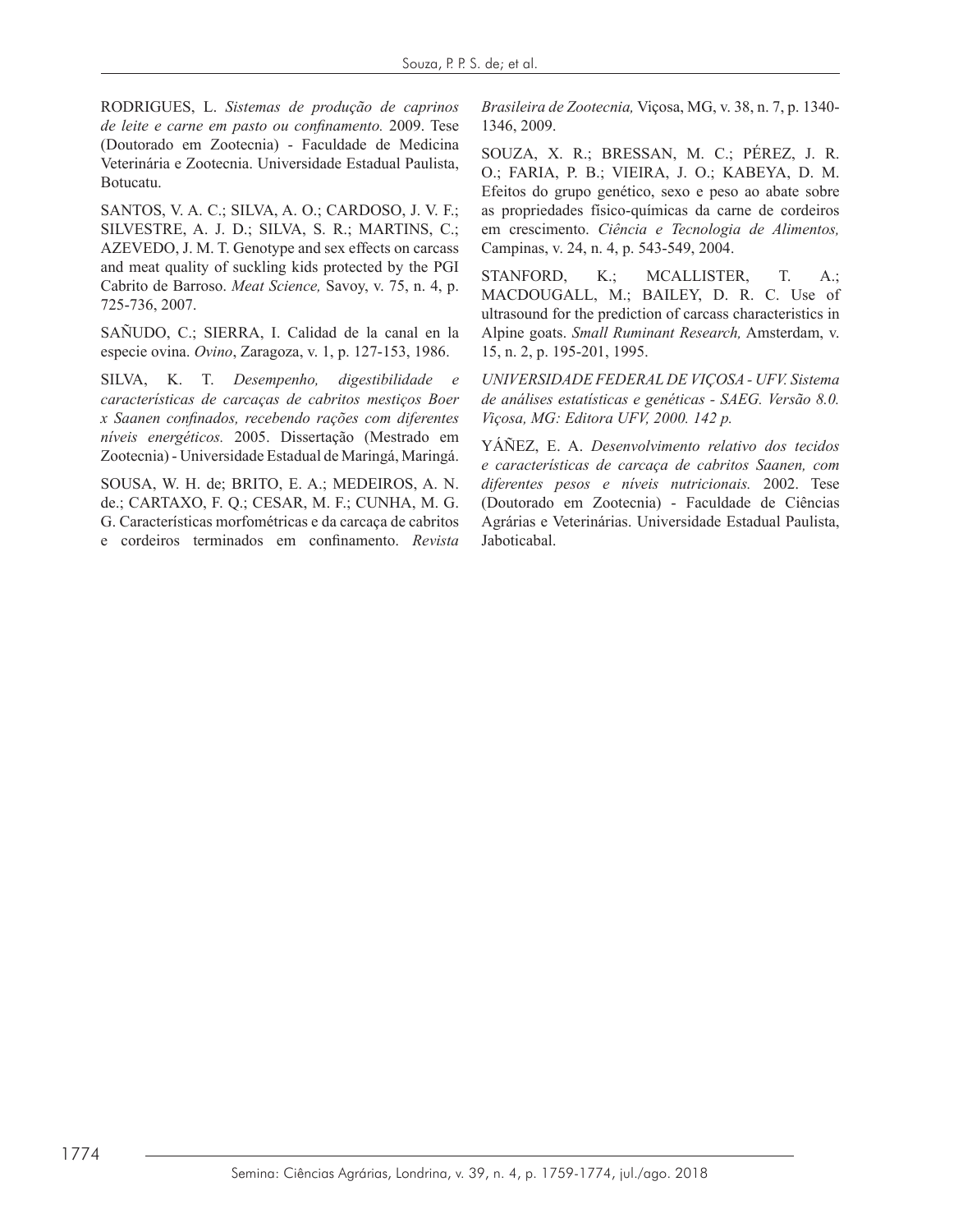RODRIGUES, L. *Sistemas de produção de caprinos de leite e carne em pasto ou confinamento.* 2009. Tese (Doutorado em Zootecnia) - Faculdade de Medicina Veterinária e Zootecnia. Universidade Estadual Paulista, Botucatu.

SANTOS, V. A. C.; SILVA, A. O.; CARDOSO, J. V. F.; SILVESTRE, A. J. D.; SILVA, S. R.; MARTINS, C.; AZEVEDO, J. M. T. Genotype and sex effects on carcass and meat quality of suckling kids protected by the PGI Cabrito de Barroso. *Meat Science,* Savoy, v. 75, n. 4, p. 725-736, 2007.

SAÑUDO, C.; SIERRA, I. Calidad de la canal en la especie ovina. *Ovino*, Zaragoza, v. 1, p. 127-153, 1986.

SILVA, K. T. *Desempenho, digestibilidade e características de carcaças de cabritos mestiços Boer x Saanen confinados, recebendo rações com diferentes níveis energéticos.* 2005. Dissertação (Mestrado em Zootecnia) - Universidade Estadual de Maringá, Maringá.

SOUSA, W. H. de; BRITO, E. A.; MEDEIROS, A. N. de.; CARTAXO, F. Q.; CESAR, M. F.; CUNHA, M. G. G. Características morfométricas e da carcaça de cabritos e cordeiros terminados em confinamento. *Revista Brasileira de Zootecnia,* Viçosa, MG, v. 38, n. 7, p. 1340-1346, 2009.

SOUZA, X. R.; BRESSAN, M. C.; PÉREZ, J. R. O.; FARIA, P. B.; VIEIRA, J. O.; KABEYA, D. M. Efeitos do grupo genético, sexo e peso ao abate sobre as propriedades físico-químicas da carne de cordeiros em crescimento. *Ciência e Tecnologia de Alimentos,* Campinas, v. 24, n. 4, p. 543-549, 2004.

STANFORD, K.; MCALLISTER, T. A.; MACDOUGALL, M.; BAILEY, D. R. C. Use of ultrasound for the prediction of carcass characteristics in Alpine goats. *Small Ruminant Research,* Amsterdam, v. 15, n. 2, p. 195-201, 1995.

*UNIVERSIDADE FEDERAL DE VIÇOSA - UFV. Sistema de análises estatísticas e genéticas - SAEG. Versão 8.0. Viçosa, MG: Editora UFV, 2000. 142 p.*

YÁÑEZ, E. A. *Desenvolvimento relativo dos tecidos e características de carcaça de cabritos Saanen, com diferentes pesos e níveis nutricionais.* 2002. Tese (Doutorado em Zootecnia) - Faculdade de Ciências Agrárias e Veterinárias. Universidade Estadual Paulista, Jaboticabal.